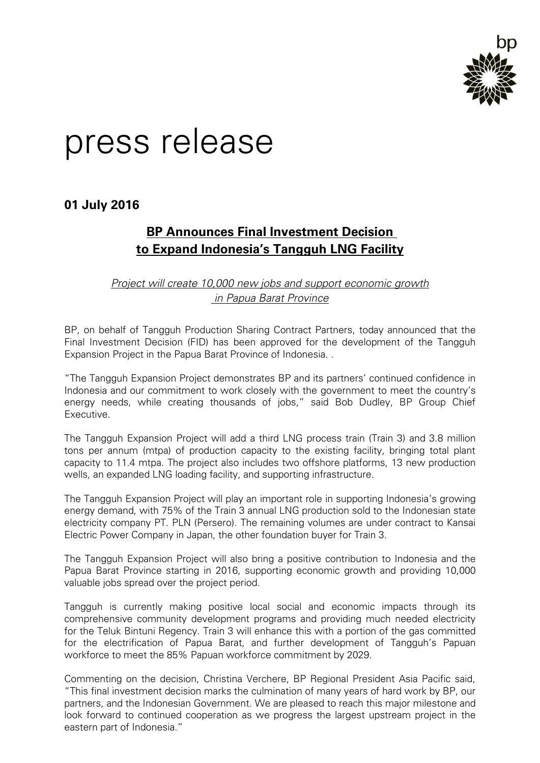# press release

**01 July 2016**

## BP Announces Final Investment Decision to Expand Indonesia's Tangguh LNG Facility

*Project will create 10,000 new jobs and support economic growth in Papua Barat Province*

BP, on behalf of Tangguh Production Sharing Contract Partners, today announced that the Final Investment Decision (FID) has been approved for the development of the Tangguh Expansion Project in the Papua Barat Province of Indonesia. .

"The Tangguh Expansion Project demonstrates BP and its partners' continued confidence in Indonesia and our commitment to work closely with the government to meet the country's energy needs, while creating thousands of jobs," said Bob Dudley, BP Group Chief Executive.

The Tangguh Expansion Project will add a third LNG process train (Train 3) and 3.8 million tons per annum (mtpa) of production capacity to the existing facility, bringing total plant capacity to 11.4 mtpa. The project also includes two offshore platforms, 13 new production wells, an expanded LNG loading facility, and supporting infrastructure.

The Tangguh Expansion Project will play an important role in supporting Indonesia's growing energy demand, with 75% of the Train 3 annual LNG production sold to the Indonesian state electricity company PT. PLN (Persero). The remaining volumes are under contract to Kansai Electric Power Company in Japan, the other foundation buyer for Train 3.

The Tangguh Expansion Project will also bring a positive contribution to Indonesia and the Papua Barat Province starting in 2016, supporting economic growth and providing 10,000 valuable jobs spread over the project period.

Tangguh is currently making positive local social and economic impacts through its comprehensive community development programs and providing much needed electricity for the Teluk Bintuni Regency. Train 3 will enhance this with a portion of the gas committed for the electrification of Papua Barat, and further development of Tangguh's Papuan workforce to meet the 85% Papuan workforce commitment by 2029.

Commenting on the decision, Christina Verchere, BP Regional President Asia Pacific said, "This final investment decision marks the culmination of many years of hard work by BP, our partners, and the Indonesian Government. We are pleased to reach this major milestone and look forward to continued cooperation as we progress the largest upstream project in the eastern part of Indonesia."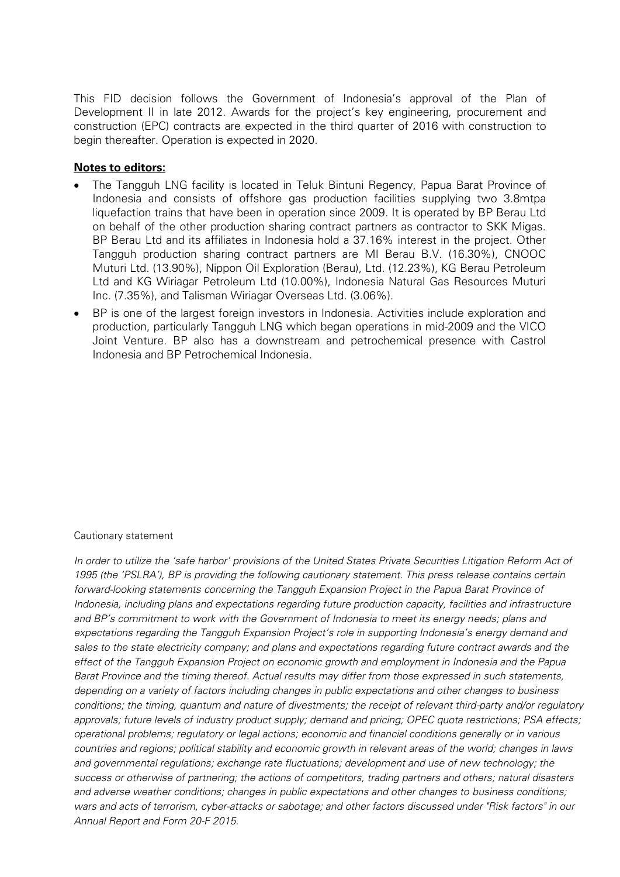This FID decision follows the Government of Indonesia's approval of the Plan of Development II in late 2012. Awards for the project's key engineering, procurement and construction (EPC) contracts are expected in the third quarter of 2016 with construction to begin thereafter. Operation is expected in 2020.

**Notes to editors:**

- The Tangguh LNG facility is located in Teluk Bintuni Regency, Papua Barat Province of Indonesia and consists of offshore gas production facilities supplying two 3.8mtpa liquefaction trains that have been in operation since 2009. It is operated by BP Berau Ltd on behalf of the other production sharing contract partners as contractor to SKK Migas. BP Berau Ltd and its affiliates in Indonesia hold a 37.16% interest in the project. Other Tangguh production sharing contract partners are MI Berau B.V. (16.30%), CNOOC Muturi Ltd. (13.90%), Nippon Oil Exploration (Berau), Ltd. (12.23%), KG Berau Petroleum Ltd and KG Wiriagar Petroleum Ltd (10.00%), Indonesia Natural Gas Resources Muturi Inc. (7.35%), and Talisman Wiriagar Overseas Ltd. (3.06%).
- BP is one of the largest foreign investors in Indonesia. Activities include exploration and production, particularly Tangguh LNG which began operations in mid-2009 and the VICO Joint Venture. BP also has a downstream and petrochemical presence with Castrol Indonesia and BP Petrochemical Indonesia.

Cautionary statement

*In order to utilize the 'safe harbor' provisions of the United States Private Securities Litigation Reform Act of 1995 (the 'PSLRA'), BP is providing the following cautionary statement. This press release contains certain forward-looking statements concerning the Tangguh Expansion Project in the Papua Barat Province of Indonesia, including plans and expectations regarding future production capacity, facilities and infrastructure and BP's commitment to work with the Government of Indonesia to meet its energy needs; plans and expectations regarding the Tangguh Expansion Project's role in supporting Indonesia's energy demand and sales to the state electricity company; and plans and expectations regarding future contract awards and the effect of the Tangguh Expansion Project on economic growth and employment in Indonesia and the Papua Barat Province and the timing thereof. Actual results may differ from those expressed in such statements, depending on a variety of factors including changes in public expectations and other changes to business conditions; the timing, quantum and nature of divestments; the receipt of relevant third-party and/or regulatory approvals; future levels of industry product supply; demand and pricing; OPEC quota restrictions; PSA effects; operational problems; regulatory or legal actions; economic and financial conditions generally or in various countries and regions; political stability and economic growth in relevant areas of the world; changes in laws and governmental regulations; exchange rate fluctuations; development and use of new technology; the success or otherwise of partnering; the actions of competitors, trading partners and others; natural disasters and adverse weather conditions; changes in public expectations and other changes to business conditions; wars and acts of terrorism, cyber-attacks or sabotage; and other factors discussed under "Risk factors" in our Annual Report and Form 20-F 2015.*